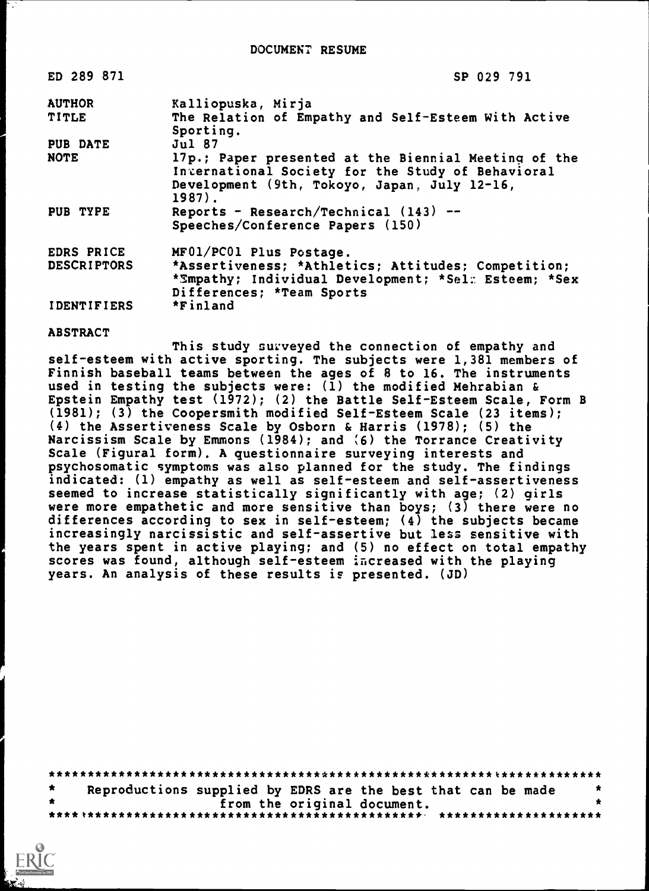DOCUMENT RESUME

| | |
|---|---|
| ED 289 871 | SP 029 791 |
| AUTHOR | Kalliopuska, Mirja |
| TITLE | The Relation of Empathy and Self-Esteem With Active Sporting. |
| PUB DATE | Jul 87 |
| NOTE | 17p.; Paper presented at the Biennial Meeting of the International Society for the Study of Behavioral Development (9th, Tokoyo, Japan, July 12-16, 1987). |
| PUB TYPE | Reports - Research/Technical (143) -- Speeches/Conference Papers (150) |
| EDRS PRICE | MF01/PC01 Plus Postage. |
| DESCRIPTORS | *Assertiveness; *Athletics; Attitudes; Competition; *Empathy; Individual Development; *Self Esteem; *Sex Differences; *Team Sports |
| IDENTIFIERS | *Finland |

ABSTRACT

This study surveyed the connection of empathy and self-esteem with active sporting. The subjects were 1,381 members of Finnish baseball teams between the ages of 8 to 16. The instruments used in testing the subjects were: (1) the modified Mehrabian & Epstein Empathy test (1972); (2) the Battle Self-Esteem Scale, Form B (1981); (3) the Coopersmith modified Self-Esteem Scale (23 items); (4) the Assertiveness Scale by Osborn & Harris (1978); (5) the Narcissism Scale by Emmons (1984); and (6) the Torrance Creativity Scale (Figural form). A questionnaire surveying interests and psychosomatic symptoms was also planned for the study. The findings indicated: (1) empathy as well as self-esteem and self-assertiveness seemed to increase statistically significantly with age; (2) girls were more empathetic and more sensitive than boys; (3) there were no differences according to sex in self-esteem; (4) the subjects became increasingly narcissistic and self-assertive but less sensitive with the years spent in active playing; and (5) no effect on total empathy scores was found, although self-esteem increased with the playing years. An analysis of these results is presented. (JD)

***********************************************************************
* Reproductions supplied by EDRS are the best that can be made *
* from the original document. *
***********************************************************************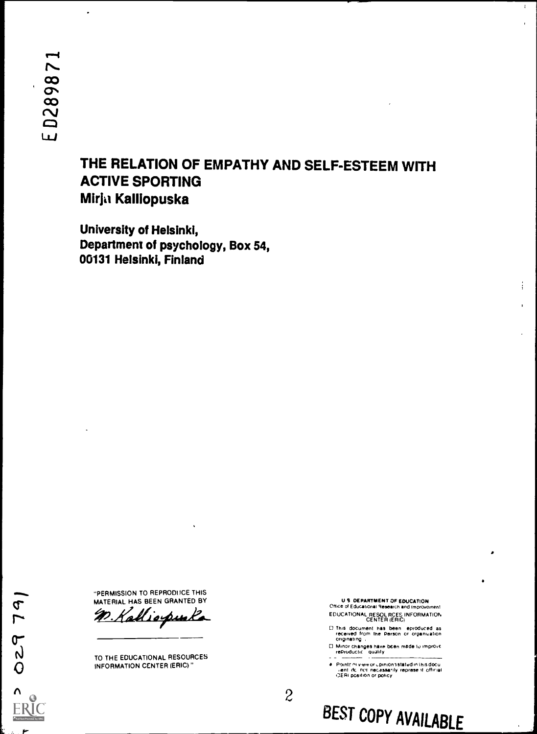ED289871

# THE RELATION OF EMPATHY AND SELF-ESTEEM WITH ACTIVE SPORTING

**Mirja Kalliopuska**

**University of Helsinki,**
**Department of psychology, Box 54,**
**00131 Helsinki, Finland**

"PERMISSION TO REPRODUCE THIS MATERIAL HAS BEEN GRANTED BY

M. Kalliopuska

TO THE EDUCATIONAL RESOURCES INFORMATION CENTER (ERIC)."

U.S. DEPARTMENT OF EDUCATION
Office of Educational Research and Improvement
EDUCATIONAL RESOURCES INFORMATION CENTER (ERIC)

☐ This document has been reproduced as received from the person or organization originating it.

☐ Minor changes have been made to improve reproduction quality

• Points of view or opinions stated in this document do not necessarily represent official OERI position or policy

BEST COPY AVAILABLE

029 791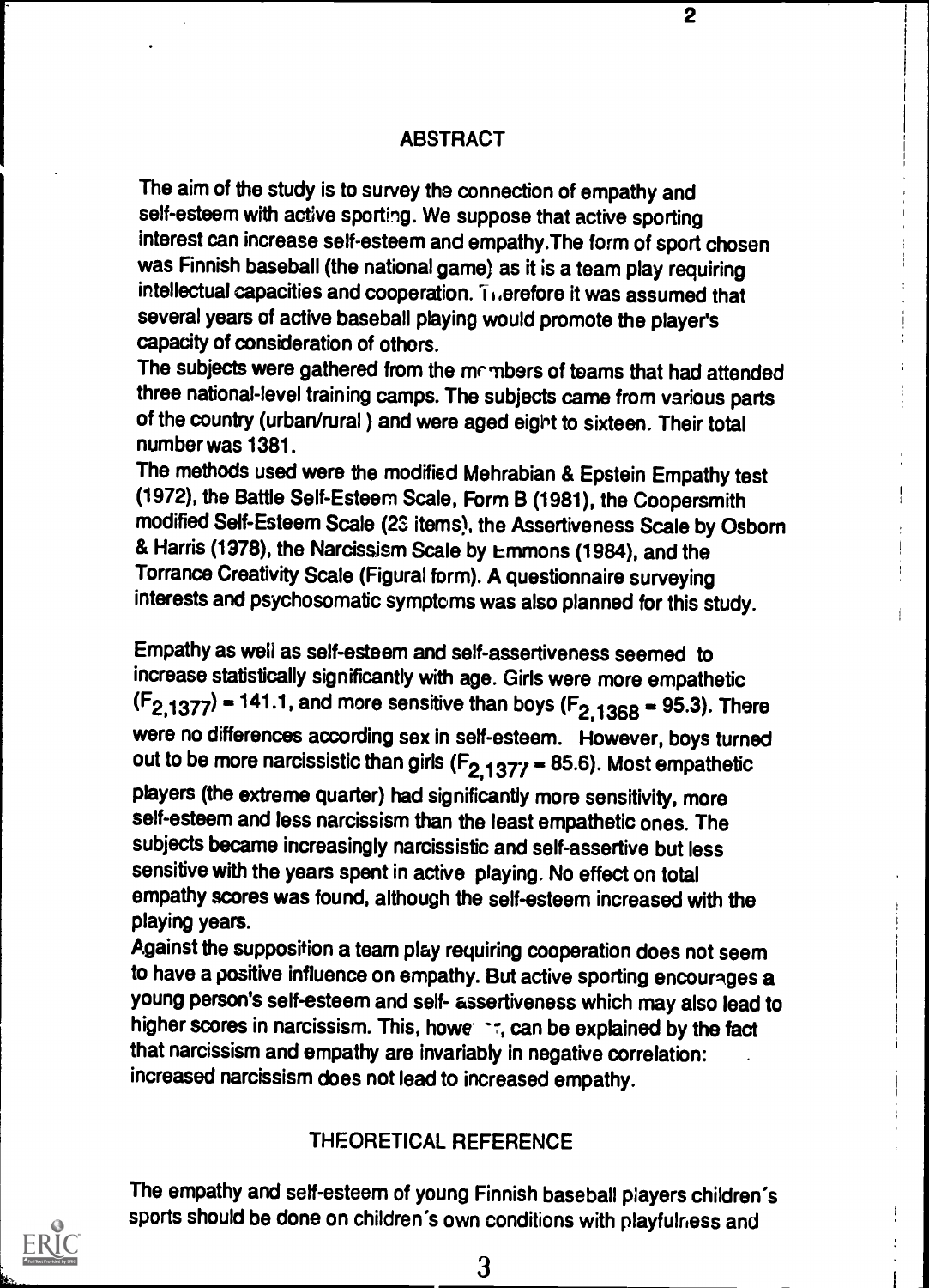## ABSTRACT

The aim of the study is to survey the connection of empathy and self-esteem with active sporting. We suppose that active sporting interest can increase self-esteem and empathy. The form of sport chosen was Finnish baseball (the national game) as it is a team play requiring intellectual capacities and cooperation. Therefore it was assumed that several years of active baseball playing would promote the player's capacity of consideration of others.

The subjects were gathered from the members of teams that had attended three national-level training camps. The subjects came from various parts of the country (urban/rural) and were aged eight to sixteen. Their total number was 1381.

The methods used were the modified Mehrabian & Epstein Empathy test (1972), the Battle Self-Esteem Scale, Form B (1981), the Coopersmith modified Self-Esteem Scale (23 items), the Assertiveness Scale by Osborn & Harris (1978), the Narcissism Scale by Emmons (1984), and the Torrance Creativity Scale (Figural form). A questionnaire surveying interests and psychosomatic symptoms was also planned for this study.

Empathy as well as self-esteem and self-assertiveness seemed to increase statistically significantly with age. Girls were more empathetic ($F_{2,1377}$) = 141.1, and more sensitive than boys ($F_{2,1368}$ = 95.3). There were no differences according sex in self-esteem. However, boys turned out to be more narcissistic than girls ($F_{2,1377}$ = 85.6). Most empathetic players (the extreme quarter) had significantly more sensitivity, more self-esteem and less narcissism than the least empathetic ones. The subjects became increasingly narcissistic and self-assertive but less sensitive with the years spent in active playing. No effect on total empathy scores was found, although the self-esteem increased with the playing years.

Against the supposition a team play requiring cooperation does not seem to have a positive influence on empathy. But active sporting encourages a young person's self-esteem and self- assertiveness which may also lead to higher scores in narcissism. This, however, can be explained by the fact that narcissism and empathy are invariably in negative correlation: increased narcissism does not lead to increased empathy.

## THEORETICAL REFERENCE

The empathy and self-esteem of young Finnish baseball players children's sports should be done on children's own conditions with playfulness and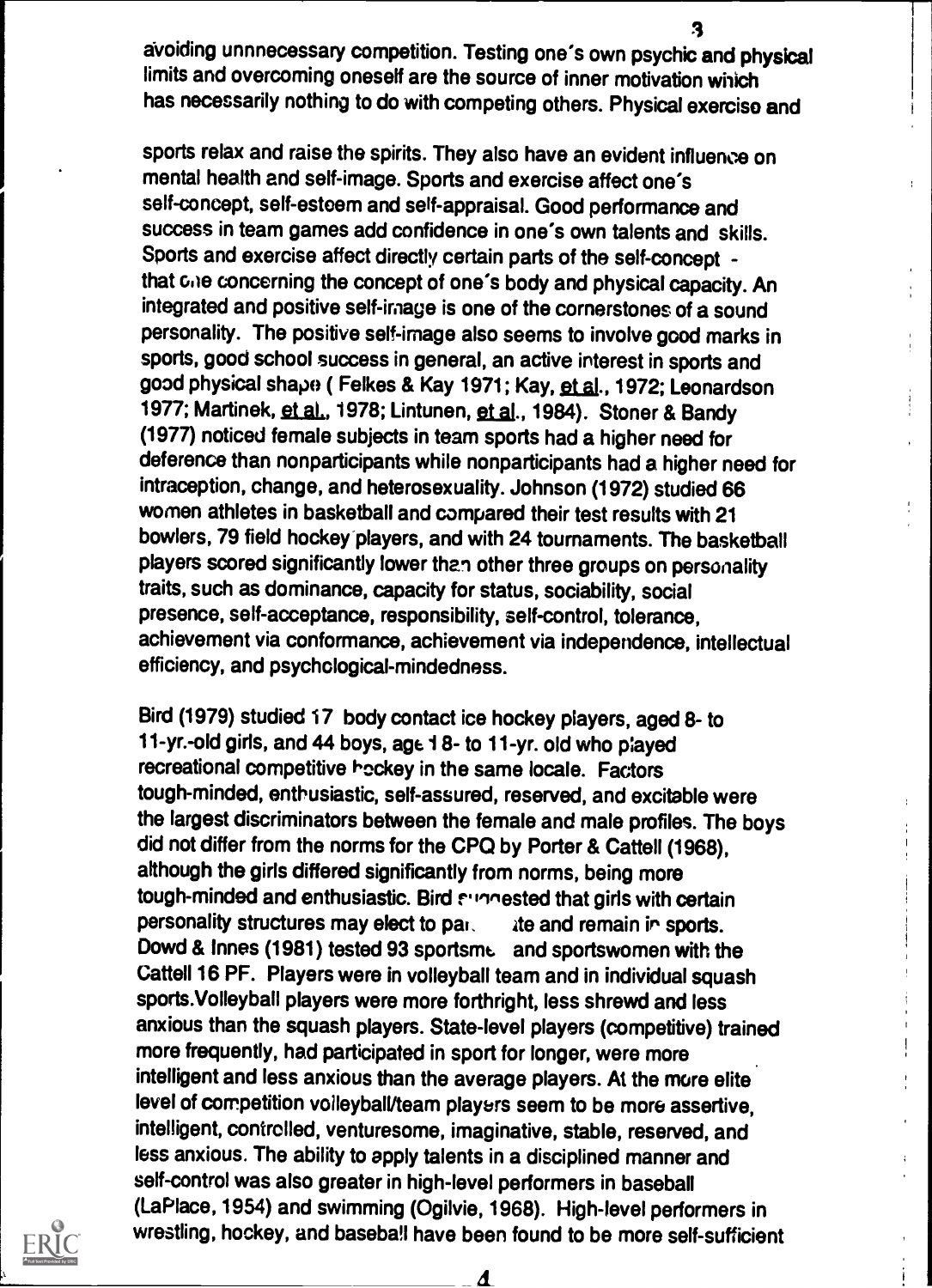avoiding unnnecessary competition. Testing one's own psychic and physical limits and overcoming oneself are the source of inner motivation which has necessarily nothing to do with competing others. Physical exercise and

sports relax and raise the spirits. They also have an evident influence on mental health and self-image. Sports and exercise affect one's self-concept, self-esteem and self-appraisal. Good performance and success in team games add confidence in one's own talents and skills. Sports and exercise affect directly certain parts of the self-concept - that one concerning the concept of one's body and physical capacity. An integrated and positive self-image is one of the cornerstones of a sound personality. The positive self-image also seems to involve good marks in sports, good school success in general, an active interest in sports and good physical shape ( Felkes & Kay 1971; Kay, et al., 1972; Leonardson 1977; Martinek, et al., 1978; Lintunen, et al., 1984). Stoner & Bandy (1977) noticed female subjects in team sports had a higher need for deference than nonparticipants while nonparticipants had a higher need for intraception, change, and heterosexuality. Johnson (1972) studied 66 women athletes in basketball and compared their test results with 21 bowlers, 79 field hockey players, and with 24 tournaments. The basketball players scored significantly lower than other three groups on personality traits, such as dominance, capacity for status, sociability, social presence, self-acceptance, responsibility, self-control, tolerance, achievement via conformance, achievement via independence, intellectual efficiency, and psychological-mindedness.

Bird (1979) studied 17 body contact ice hockey players, aged 8- to 11-yr.-old girls, and 44 boys, age 18- to 11-yr. old who played recreational competitive hockey in the same locale. Factors tough-minded, enthusiastic, self-assured, reserved, and excitable were the largest discriminators between the female and male profiles. The boys did not differ from the norms for the CPQ by Porter & Cattell (1968), although the girls differed significantly from norms, being more tough-minded and enthusiastic. Bird suggested that girls with certain personality structures may elect to participate and remain in sports. Dowd & Innes (1981) tested 93 sportsmen and sportswomen with the Cattell 16 PF. Players were in volleyball team and in individual squash sports. Volleyball players were more forthright, less shrewd and less anxious than the squash players. State-level players (competitive) trained more frequently, had participated in sport for longer, were more intelligent and less anxious than the average players. At the more elite level of competition volleyball/team players seem to be more assertive, intelligent, controlled, venturesome, imaginative, stable, reserved, and less anxious. The ability to apply talents in a disciplined manner and self-control was also greater in high-level performers in baseball (LaPlace, 1954) and swimming (Ogilvie, 1968). High-level performers in wrestling, hockey, and baseball have been found to be more self-sufficient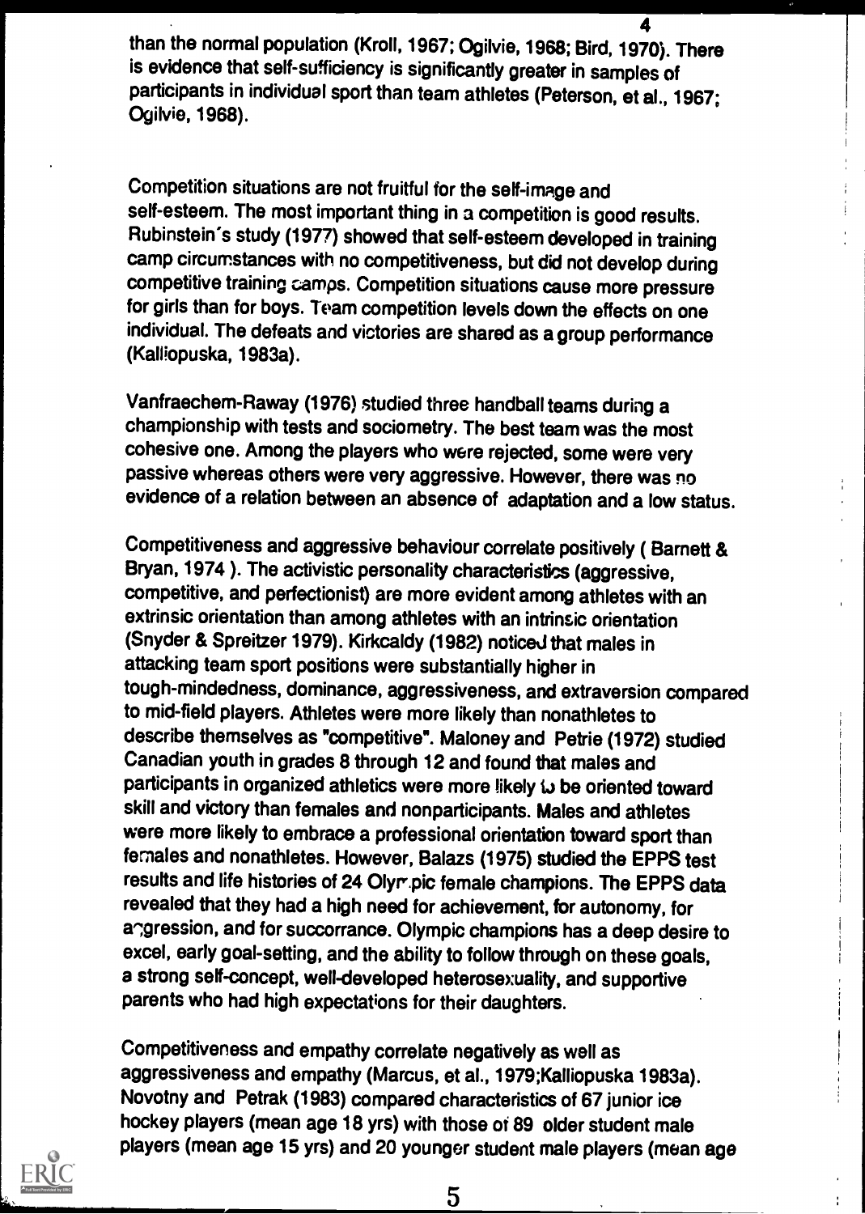than the normal population (Kroll, 1967; Ogilvie, 1968; Bird, 1970). There is evidence that self-sufficiency is significantly greater in samples of participants in individual sport than team athletes (Peterson, et al., 1967; Ogilvie, 1968).

Competition situations are not fruitful for the self-image and self-esteem. The most important thing in a competition is good results. Rubinstein's study (1977) showed that self-esteem developed in training camp circumstances with no competitiveness, but did not develop during competitive training camps. Competition situations cause more pressure for girls than for boys. Team competition levels down the effects on one individual. The defeats and victories are shared as a group performance (Kalliopuska, 1983a).

Vanfraechem-Raway (1976) studied three handball teams during a championship with tests and sociometry. The best team was the most cohesive one. Among the players who were rejected, some were very passive whereas others were very aggressive. However, there was no evidence of a relation between an absence of adaptation and a low status.

Competitiveness and aggressive behaviour correlate positively ( Barnett & Bryan, 1974 ). The activistic personality characteristics (aggressive, competitive, and perfectionist) are more evident among athletes with an extrinsic orientation than among athletes with an intrinsic orientation (Snyder & Spreitzer 1979). Kirkcaldy (1982) noticed that males in attacking team sport positions were substantially higher in tough-mindedness, dominance, aggressiveness, and extraversion compared to mid-field players. Athletes were more likely than nonathletes to describe themselves as "competitive". Maloney and Petrie (1972) studied Canadian youth in grades 8 through 12 and found that males and participants in organized athletics were more likely to be oriented toward skill and victory than females and nonparticipants. Males and athletes were more likely to embrace a professional orientation toward sport than females and nonathletes. However, Balazs (1975) studied the EPPS test results and life histories of 24 Olympic female champions. The EPPS data revealed that they had a high need for achievement, for autonomy, for aggression, and for succorrance. Olympic champions has a deep desire to excel, early goal-setting, and the ability to follow through on these goals, a strong self-concept, well-developed heterosexuality, and supportive parents who had high expectations for their daughters.

Competitiveness and empathy correlate negatively as well as aggressiveness and empathy (Marcus, et al., 1979;Kalliopuska 1983a). Novotny and Petrak (1983) compared characteristics of 67 junior ice hockey players (mean age 18 yrs) with those of 89 older student male players (mean age 15 yrs) and 20 younger student male players (mean age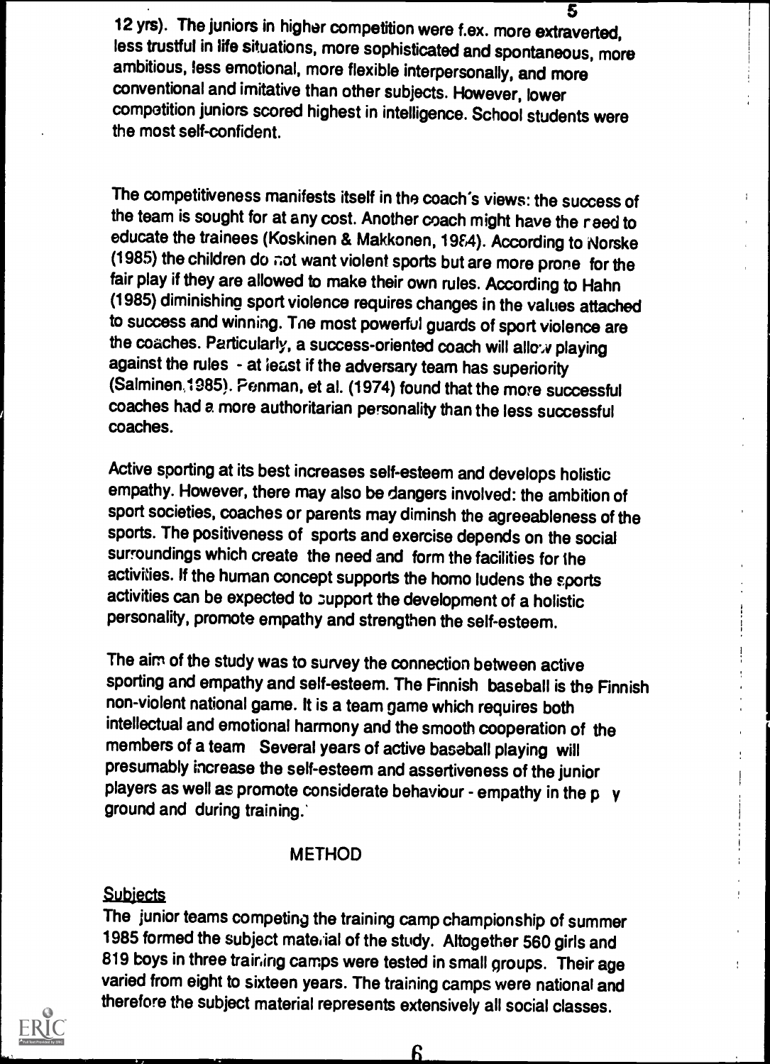12 yrs). The juniors in higher competition were f.ex. more extraverted, less trustful in life situations, more sophisticated and spontaneous, more ambitious, less emotional, more flexible interpersonally, and more conventional and imitative than other subjects. However, lower competition juniors scored highest in intelligence. School students were the most self-confident.

The competitiveness manifests itself in the coach's views: the success of the team is sought for at any cost. Another coach might have the need to educate the trainees (Koskinen & Makkonen, 1984). According to Norske (1985) the children do not want violent sports but are more prone for the fair play if they are allowed to make their own rules. According to Hahn (1985) diminishing sport violence requires changes in the values attached to success and winning. The most powerful guards of sport violence are the coaches. Particularly, a success-oriented coach will allow playing against the rules - at least if the adversary team has superiority (Salminen,1985). Penman, et al. (1974) found that the more successful coaches had a more authoritarian personality than the less successful coaches.

Active sporting at its best increases self-esteem and develops holistic empathy. However, there may also be dangers involved: the ambition of sport societies, coaches or parents may diminsh the agreeableness of the sports. The positiveness of sports and exercise depends on the social surroundings which create the need and form the facilities for the activities. If the human concept supports the homo ludens the sports activities can be expected to support the development of a holistic personality, promote empathy and strengthen the self-esteem.

The aim of the study was to survey the connection between active sporting and empathy and self-esteem. The Finnish baseball is the Finnish non-violent national game. It is a team game which requires both intellectual and emotional harmony and the smooth cooperation of the members of a team Several years of active baseball playing will presumably increase the self-esteem and assertiveness of the junior players as well as promote considerate behaviour - empathy in the p y ground and during training.

## METHOD

### Subjects

The junior teams competing the training camp championship of summer 1985 formed the subject material of the study. Altogether 560 girls and 819 boys in three training camps were tested in small groups. Their age varied from eight to sixteen years. The training camps were national and therefore the subject material represents extensively all social classes.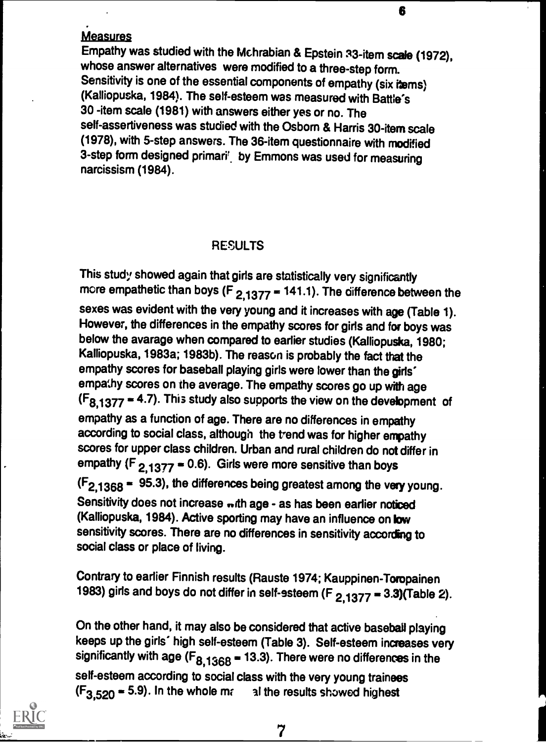## Measures

Empathy was studied with the Mehrabian & Epstein 33-item scale (1972), whose answer alternatives were modified to a three-step form. Sensitivity is one of the essential components of empathy (six items) (Kalliopuska, 1984). The self-esteem was measured with Battle's 30 -item scale (1981) with answers either yes or no. The self-assertiveness was studied with the Osborn & Harris 30-item scale (1978), with 5-step answers. The 36-item questionnaire with modified 3-step form designed primari' by Emmons was used for measuring narcissism (1984).

## RESULTS

This study showed again that girls are statistically very significantly more empathetic than boys ($F_{2,1377} = 141.1$). The difference between the sexes was evident with the very young and it increases with age (Table 1). However, the differences in the empathy scores for girls and for boys was below the avarage when compared to earlier studies (Kalliopuska, 1980; Kalliopuska, 1983a; 1983b). The reason is probably the fact that the empathy scores for baseball playing girls were lower than the girls' empathy scores on the average. The empathy scores go up with age ($F_{8,1377} = 4.7$). This study also supports the view on the development of empathy as a function of age. There are no differences in empathy according to social class, although the trend was for higher empathy scores for upper class children. Urban and rural children do not differ in empathy ($F_{2,1377} = 0.6$). Girls were more sensitive than boys ($F_{2,1368} = 95.3$), the differences being greatest among the very young. Sensitivity does not increase with age - as has been earlier noticed (Kalliopuska, 1984). Active sporting may have an influence on low sensitivity scores. There are no differences in sensitivity according to social class or place of living.

Contrary to earlier Finnish results (Rauste 1974; Kauppinen-Toropainen 1983) girls and boys do not differ in self-esteem ($F_{2,1377} = 3.3$)(Table 2).

On the other hand, it may also be considered that active baseball playing keeps up the girls' high self-esteem (Table 3). Self-esteem increases very significantly with age ($F_{8,1368} = 13.3$). There were no differences in the self-esteem according to social class with the very young trainees ($F_{3,520} = 5.9$). In the whole ma al the results showed highest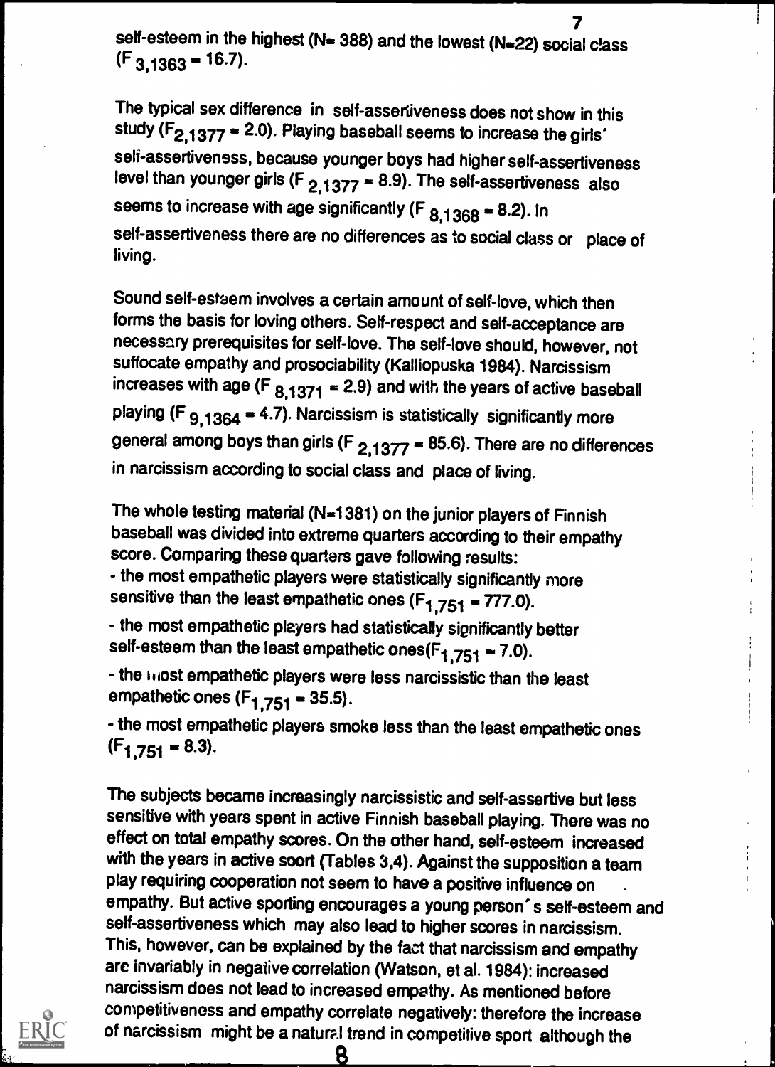self-esteem in the highest (N= 388) and the lowest (N=22) social class ($F_{3,1363} = 16.7$).

The typical sex difference in self-assertiveness does not show in this study ($F_{2,1377} = 2.0$). Playing baseball seems to increase the girls' self-assertiveness, because younger boys had higher self-assertiveness level than younger girls ($F_{2,1377} = 8.9$). The self-assertiveness also seems to increase with age significantly ($F_{8,1368} = 8.2$). In self-assertiveness there are no differences as to social class or place of living.

Sound self-esteem involves a certain amount of self-love, which then forms the basis for loving others. Self-respect and self-acceptance are necessary prerequisites for self-love. The self-love should, however, not suffocate empathy and prosociability (Kalliopuska 1984). Narcissism increases with age ($F_{8,1371} = 2.9$) and with the years of active baseball playing ($F_{9,1364} = 4.7$). Narcissism is statistically significantly more general among boys than girls ($F_{2,1377} = 85.6$). There are no differences in narcissism according to social class and place of living.

The whole testing material (N=1381) on the junior players of Finnish baseball was divided into extreme quarters according to their empathy score. Comparing these quarters gave following results:

- the most empathetic players were statistically significantly more sensitive than the least empathetic ones ($F_{1,751} = 777.0$).
- the most empathetic players had statistically significantly better self-esteem than the least empathetic ones($F_{1,751} = 7.0$).
- the most empathetic players were less narcissistic than the least empathetic ones ($F_{1,751} = 35.5$).
- the most empathetic players smoke less than the least empathetic ones ($F_{1,751} = 8.3$).

The subjects became increasingly narcissistic and self-assertive but less sensitive with years spent in active Finnish baseball playing. There was no effect on total empathy scores. On the other hand, self-esteem increased with the years in active soort (Tables 3,4). Against the supposition a team play requiring cooperation not seem to have a positive influence on empathy. But active sporting encourages a young person's self-esteem and self-assertiveness which may also lead to higher scores in narcissism. This, however, can be explained by the fact that narcissism and empathy are invariably in negative correlation (Watson, et al. 1984): increased narcissism does not lead to increased empathy. As mentioned before competitiveness and empathy correlate negatively: therefore the increase of narcissism might be a natural trend in competitive sport although the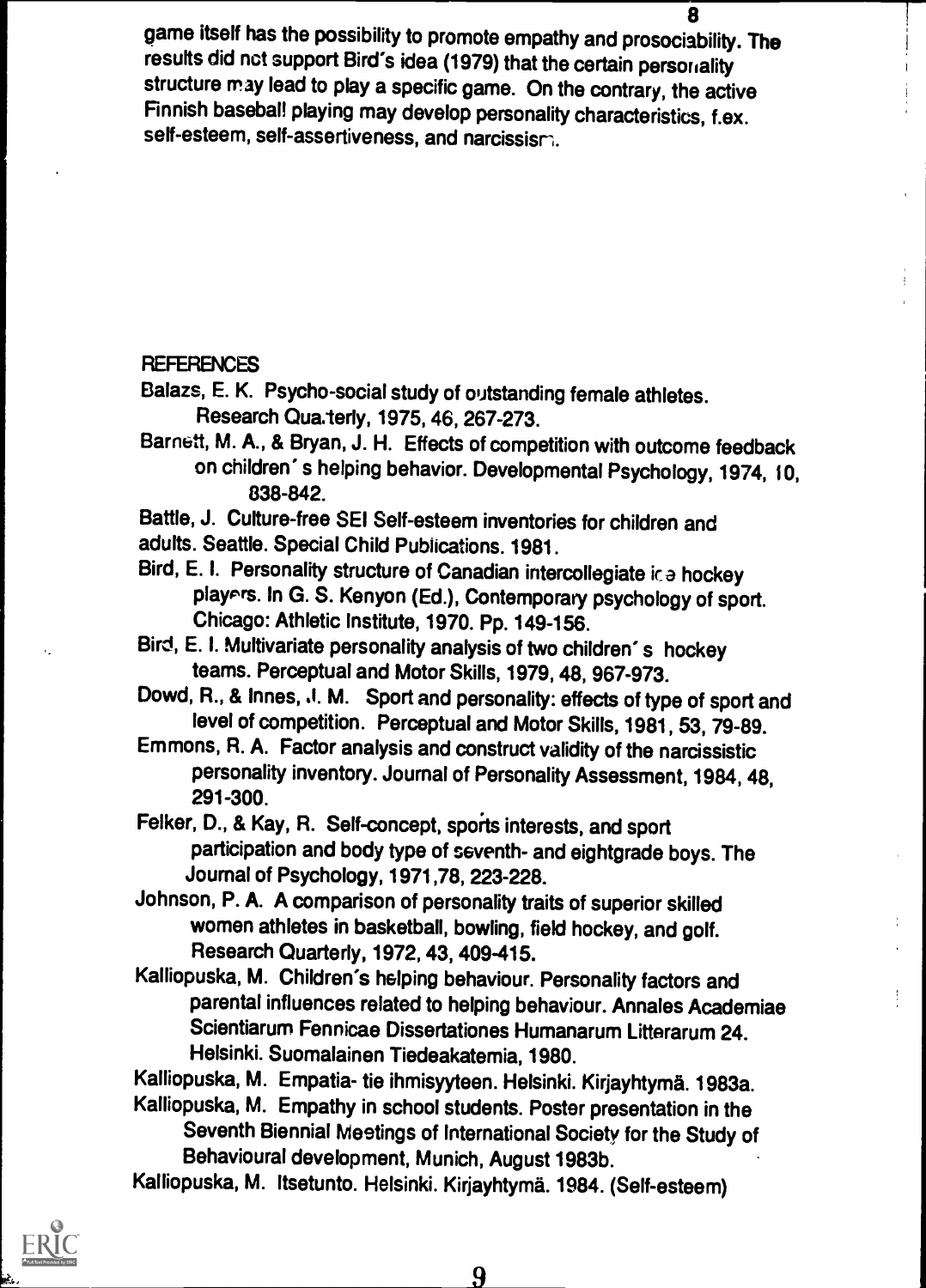game itself has the possibility to promote empathy and prosociability. The results did not support Bird's idea (1979) that the certain personality structure may lead to play a specific game. On the contrary, the active Finnish baseball playing may develop personality characteristics, f.ex. self-esteem, self-assertiveness, and narcissism.

## REFERENCES

Balazs, E. K. Psycho-social study of outstanding female athletes. Research Quarterly, 1975, 46, 267-273.

Barnett, M. A., & Bryan, J. H. Effects of competition with outcome feedback on children´s helping behavior. Developmental Psychology, 1974, 10, 838-842.

Battle, J. Culture-free SEI Self-esteem inventories for children and adults. Seattle. Special Child Publications. 1981.

Bird, E. I. Personality structure of Canadian intercollegiate ice hockey players. In G. S. Kenyon (Ed.), Contemporary psychology of sport. Chicago: Athletic Institute, 1970. Pp. 149-156.

Bird, E. I. Multivariate personality analysis of two children´s hockey teams. Perceptual and Motor Skills, 1979, 48, 967-973.

Dowd, R., & Innes, J. M. Sport and personality: effects of type of sport and level of competition. Perceptual and Motor Skills, 1981, 53, 79-89.

Emmons, R. A. Factor analysis and construct validity of the narcissistic personality inventory. Journal of Personality Assessment, 1984, 48, 291-300.

Felker, D., & Kay, R. Self-concept, sports interests, and sport participation and body type of seventh- and eightgrade boys. The Journal of Psychology, 1971,78, 223-228.

Johnson, P. A. A comparison of personality traits of superior skilled women athletes in basketball, bowling, field hockey, and golf. Research Quarterly, 1972, 43, 409-415.

Kalliopuska, M. Children's helping behaviour. Personality factors and parental influences related to helping behaviour. Annales Academiae Scientiarum Fennicae Dissertationes Humanarum Litterarum 24. Helsinki. Suomalainen Tiedeakatemia, 1980.

Kalliopuska, M. Empatia- tie ihmisyyteen. Helsinki. Kirjayhtymä. 1983a.

Kalliopuska, M. Empathy in school students. Poster presentation in the Seventh Biennial Meetings of International Society for the Study of Behavioural development, Munich, August 1983b.

Kalliopuska, M. Itsetunto. Helsinki. Kirjayhtymä. 1984. (Self-esteem)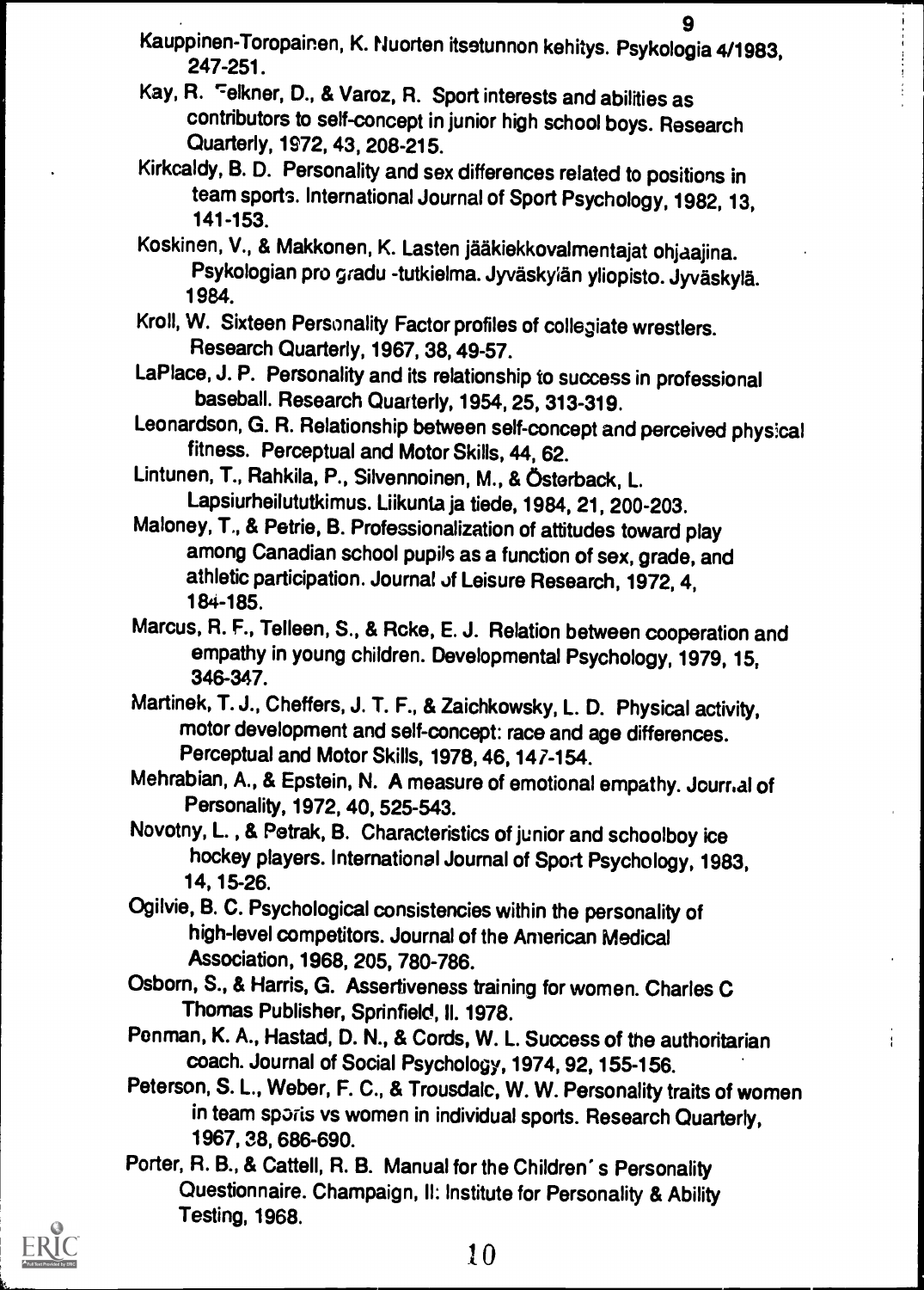Kauppinen-Toropainen, K. Nuorten itsetunnon kehitys. Psykologia 4/1983, 247-251.

Kay, R. Felkner, D., & Varoz, R. Sport interests and abilities as contributors to self-concept in junior high school boys. Research Quarterly, 1972, 43, 208-215.

Kirkcaldy, B. D. Personality and sex differences related to positions in team sports. International Journal of Sport Psychology, 1982, 13, 141-153.

Koskinen, V., & Makkonen, K. Lasten jääkiekkovalmentajat ohjaajina. Psykologian pro gradu -tutkielma. Jyväskylän yliopisto. Jyväskylä. 1984.

Kroll, W. Sixteen Personality Factor profiles of collegiate wrestlers. Research Quarterly, 1967, 38, 49-57.

LaPlace, J. P. Personality and its relationship to success in professional baseball. Research Quarterly, 1954, 25, 313-319.

Leonardson, G. R. Relationship between self-concept and perceived physical fitness. Perceptual and Motor Skills, 44, 62.

Lintunen, T., Rahkila, P., Silvennoinen, M., & Österback, L. Lapsiurheilututkimus. Liikunta ja tiede, 1984, 21, 200-203.

Maloney, T., & Petrie, B. Professionalization of attitudes toward play among Canadian school pupils as a function of sex, grade, and athletic participation. Journal of Leisure Research, 1972, 4, 184-185.

Marcus, R. F., Telleen, S., & Rcke, E. J. Relation between cooperation and empathy in young children. Developmental Psychology, 1979, 15, 346-347.

Martinek, T. J., Cheffers, J. T. F., & Zaichkowsky, L. D. Physical activity, motor development and self-concept: race and age differences. Perceptual and Motor Skills, 1978, 46, 147-154.

Mehrabian, A., & Epstein, N. A measure of emotional empathy. Journal of Personality, 1972, 40, 525-543.

Novotny, L. , & Petrak, B. Characteristics of junior and schoolboy ice hockey players. International Journal of Sport Psychology, 1983, 14, 15-26.

Ogilvie, B. C. Psychological consistencies within the personality of high-level competitors. Journal of the American Medical Association, 1968, 205, 780-786.

Osborn, S., & Harris, G. Assertiveness training for women. Charles C Thomas Publisher, Sprinfield, Il. 1978.

Penman, K. A., Hastad, D. N., & Cords, W. L. Success of the authoritarian coach. Journal of Social Psychology, 1974, 92, 155-156.

Peterson, S. L., Weber, F. C., & Trousdalc, W. W. Personality traits of women in team sports vs women in individual sports. Research Quarterly, 1967, 38, 686-690.

Porter, R. B., & Cattell, R. B. Manual for the Children's Personality Questionnaire. Champaign, Il: Institute for Personality & Ability Testing, 1968.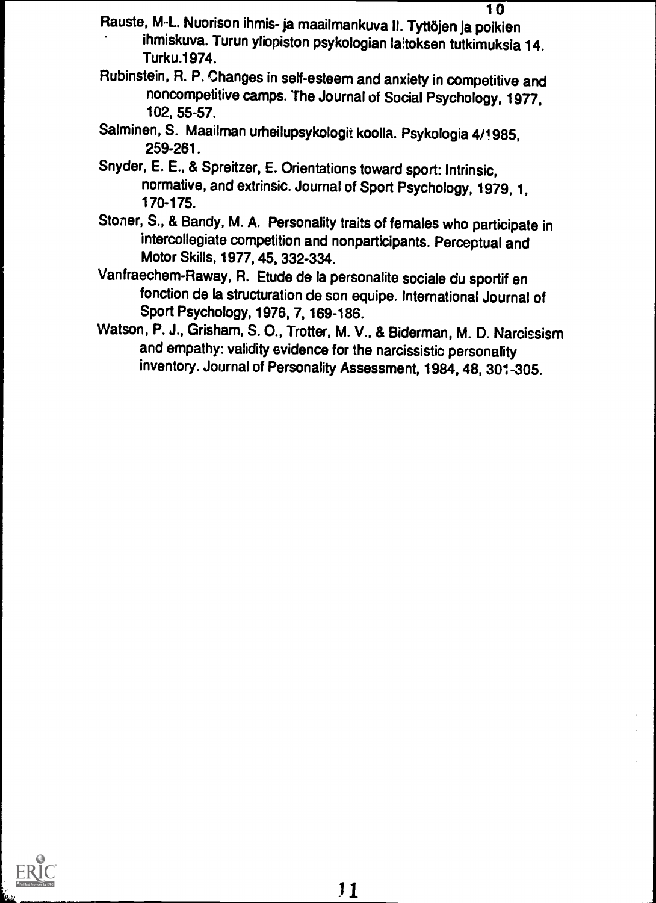Rauste, M-L. Nuorison ihmis- ja maailmankuva II. Tyttöjen ja poikien ihmiskuva. Turun yliopiston psykologian laitoksen tutkimuksia 14. Turku.1974.

Rubinstein, R. P. Changes in self-esteem and anxiety in competitive and noncompetitive camps. The Journal of Social Psychology, 1977, 102, 55-57.

Salminen, S. Maailman urheilupsykologit koolla. Psykologia 4/1985, 259-261.

Snyder, E. E., & Spreitzer, E. Orientations toward sport: Intrinsic, normative, and extrinsic. Journal of Sport Psychology, 1979, 1, 170-175.

Stoner, S., & Bandy, M. A. Personality traits of females who participate in intercollegiate competition and nonparticipants. Perceptual and Motor Skills, 1977, 45, 332-334.

Vanfraechem-Raway, R. Etude de la personalite sociale du sportif en fonction de la structuration de son equipe. International Journal of Sport Psychology, 1976, 7, 169-186.

Watson, P. J., Grisham, S. O., Trotter, M. V., & Biderman, M. D. Narcissism and empathy: validity evidence for the narcissistic personality inventory. Journal of Personality Assessment, 1984, 48, 301-305.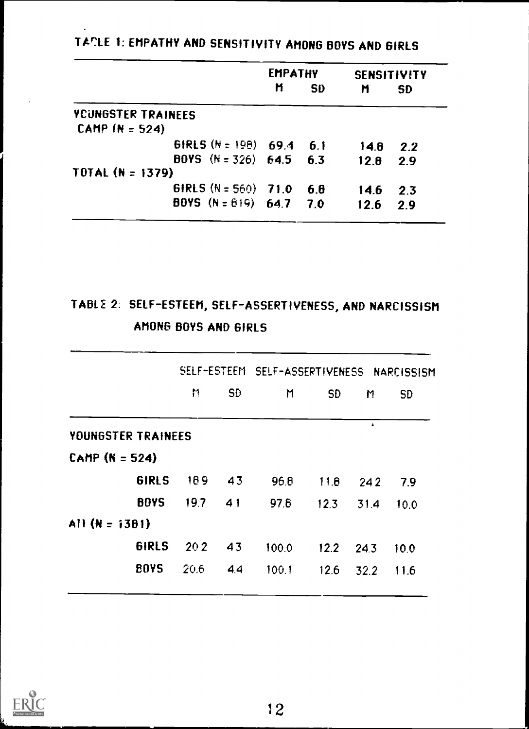TABLE 1: EMPATHY AND SENSITIVITY AMONG BOYS AND GIRLS

| | EMPATHY | | SENSITIVITY | |
|---|---|---|---|---|
| | M | SD | M | SD |
| YOUNGSTER TRAINEES CAMP (N = 524) | | | | |
| GIRLS (N = 198) | 69.4 | 6.1 | 14.8 | 2.2 |
| BOYS (N = 326) | 64.5 | 6.3 | 12.8 | 2.9 |
| TOTAL (N = 1379) | | | | |
| GIRLS (N = 560) | 71.0 | 6.8 | 14.6 | 2.3 |
| BOYS (N = 819) | 64.7 | 7.0 | 12.6 | 2.9 |

TABLE 2: SELF-ESTEEM, SELF-ASSERTIVENESS, AND NARCISSISM AMONG BOYS AND GIRLS

| | SELF-ESTEEM | | SELF-ASSERTIVENESS | | NARCISSISM | |
|---|---|---|---|---|---|---|
| | M | SD | M | SD | M | SD |
| YOUNGSTER TRAINEES CAMP (N = 524) | | | | | | |
| GIRLS | 18.9 | 4.3 | 96.8 | 11.8 | 24.2 | 7.9 |
| BOYS | 19.7 | 4.1 | 97.6 | 12.3 | 31.4 | 10.0 |
| All (N = 1381) | | | | | | |
| GIRLS | 20.2 | 4.3 | 100.0 | 12.2 | 24.3 | 10.0 |
| BOYS | 20.6 | 4.4 | 100.1 | 12.6 | 32.2 | 11.6 |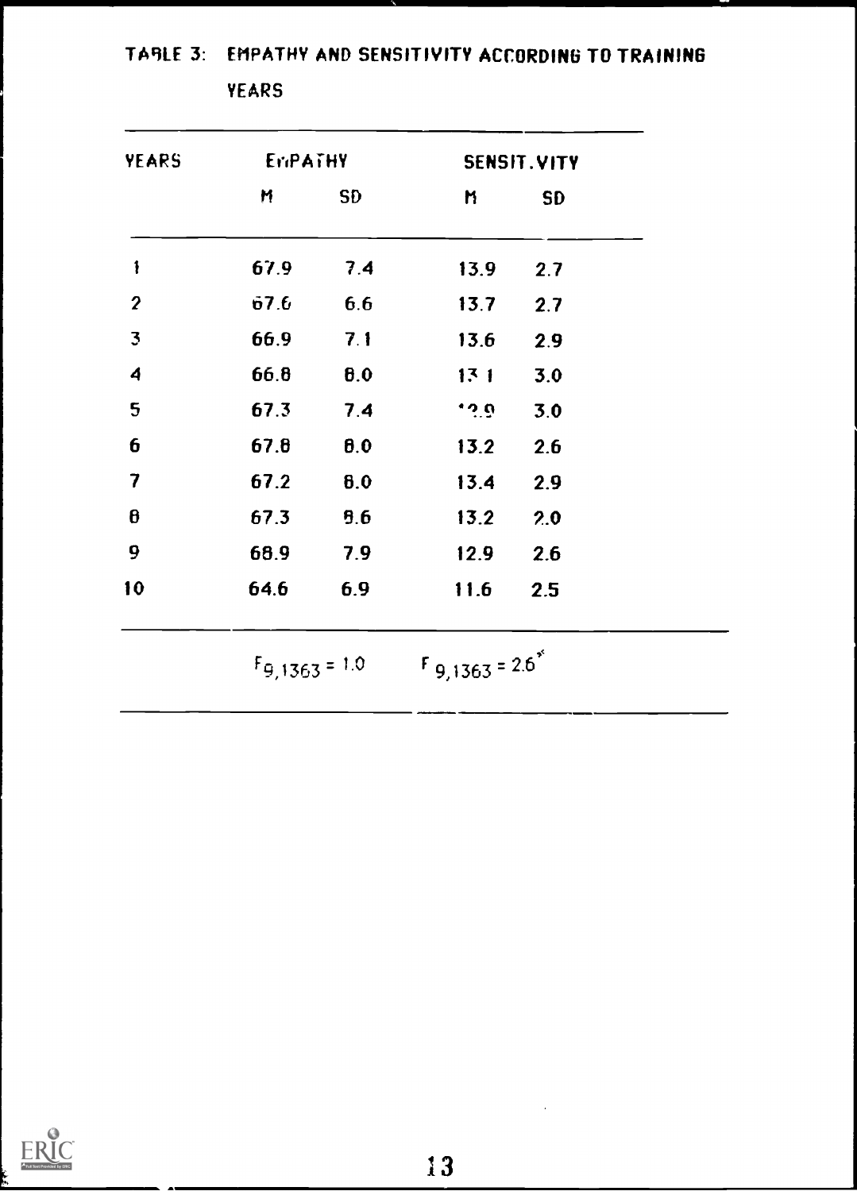TABLE 3: EMPATHY AND SENSITIVITY ACCORDING TO TRAINING YEARS

| YEARS | EMPATHY | | SENSITIVITY | |
|---|---|---|---|---|
| | M | SD | M | SD |
| 1 | 67.9 | 7.4 | 13.9 | 2.7 |
| 2 | 67.6 | 6.6 | 13.7 | 2.7 |
| 3 | 66.9 | 7.1 | 13.6 | 2.9 |
| 4 | 66.8 | 8.0 | 13.1 | 3.0 |
| 5 | 67.3 | 7.4 | 12.9 | 3.0 |
| 6 | 67.8 | 8.0 | 13.2 | 2.6 |
| 7 | 67.2 | 8.0 | 13.4 | 2.9 |
| 8 | 67.3 | 8.6 | 13.2 | 2.0 |
| 9 | 68.9 | 7.9 | 12.9 | 2.6 |
| 10 | 64.6 | 6.9 | 11.6 | 2.5 |
| | $F_{9,1363} = 1.0$ | | $F_{9,1363} = 2.6^{*}$ | |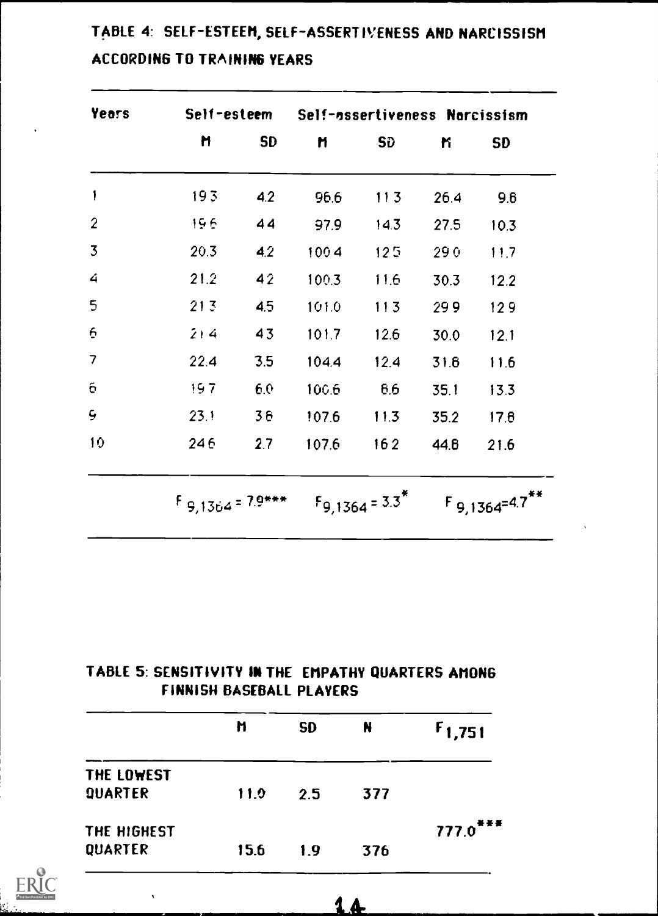TABLE 4: SELF-ESTEEM, SELF-ASSERTIVENESS AND NARCISSISM ACCORDING TO TRAINING YEARS

| Years | Self-esteem | | Self-assertiveness | | Narcissism | |
|---|---|---|---|---|---|---|
| | M | SD | M | SD | M | SD |
| 1 | 19.3 | 4.2 | 96.6 | 11.3 | 26.4 | 9.8 |
| 2 | 19.6 | 4.4 | 97.9 | 14.3 | 27.5 | 10.3 |
| 3 | 20.3 | 4.2 | 100.4 | 12.5 | 29.0 | 11.7 |
| 4 | 21.2 | 4.2 | 100.3 | 11.6 | 30.3 | 12.2 |
| 5 | 21.3 | 4.5 | 101.0 | 11.3 | 29.9 | 12.9 |
| 6 | 21.4 | 4.3 | 101.7 | 12.6 | 30.0 | 12.1 |
| 7 | 22.4 | 3.5 | 104.4 | 12.4 | 31.6 | 11.6 |
| 8 | 19.7 | 6.0 | 100.6 | 8.6 | 35.1 | 13.3 |
| 9 | 23.1 | 3.6 | 107.6 | 11.3 | 35.2 | 17.8 |
| 10 | 24.6 | 2.7 | 107.6 | 16.2 | 44.8 | 21.6 |
| | $F_{9,1364} = 7.9^{***}$ | | $F_{9,1364} = 3.3^{*}$ | | $F_{9,1364} = 4.7^{**}$ | |

TABLE 5: SENSITIVITY IN THE EMPATHY QUARTERS AMONG FINNISH BASEBALL PLAYERS

| | M | SD | N | $F_{1,751}$ |
|---|---|---|---|---|
| THE LOWEST QUARTER | 11.0 | 2.5 | 377 | |
| THE HIGHEST QUARTER | 15.6 | 1.9 | 376 | $777.0^{***}$ |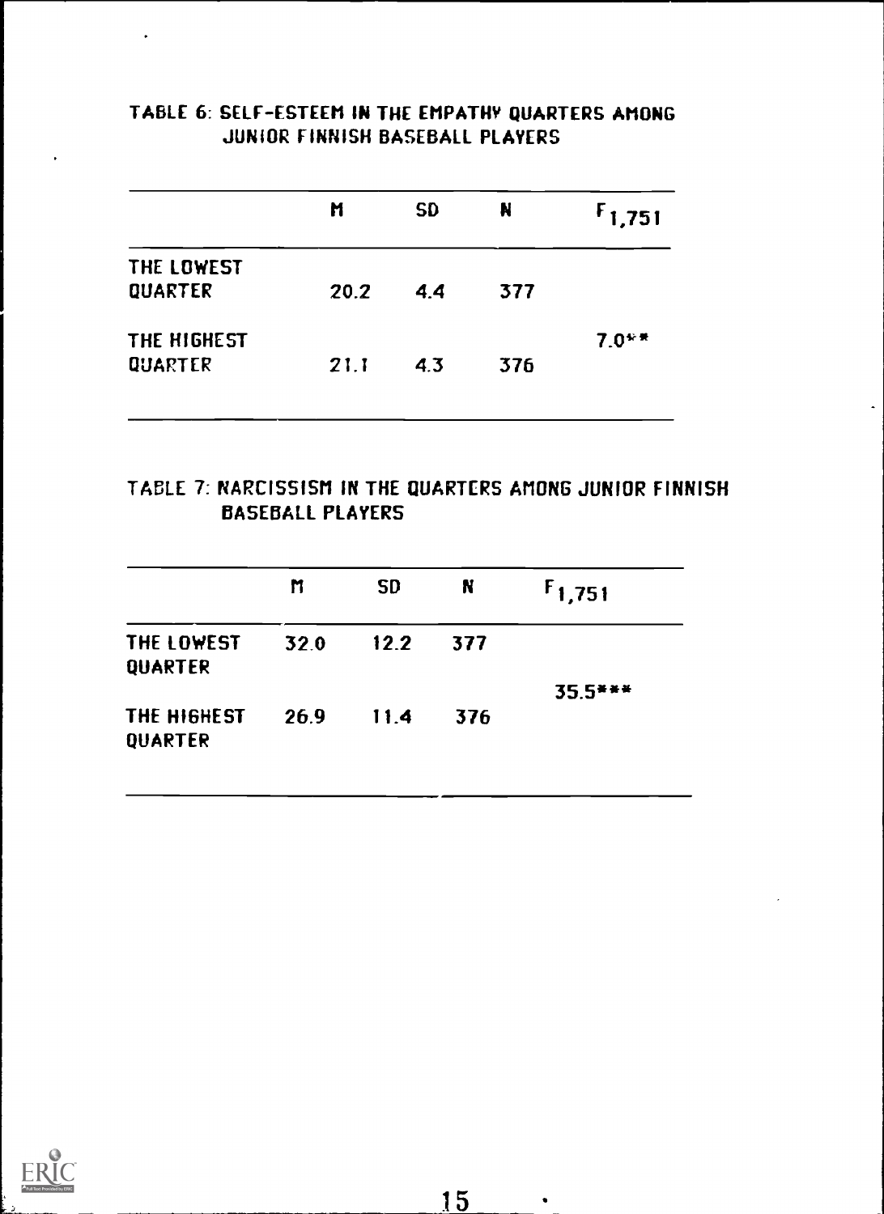TABLE 6: SELF-ESTEEM IN THE EMPATHY QUARTERS AMONG JUNIOR FINNISH BASEBALL PLAYERS

| | M | SD | N | $F_{1,751}$ |
|---|---|---|---|---|
| THE LOWEST QUARTER | 20.2 | 4.4 | 377 | |
| THE HIGHEST QUARTER | 21.1 | 4.3 | 376 | 7.0** |

TABLE 7: NARCISSISM IN THE QUARTERS AMONG JUNIOR FINNISH BASEBALL PLAYERS

| | M | SD | N | $F_{1,751}$ |
|---|---|---|---|---|
| THE LOWEST QUARTER | 32.0 | 12.2 | 377 | |
| THE HIGHEST QUARTER | 26.9 | 11.4 | 376 | 35.5*** |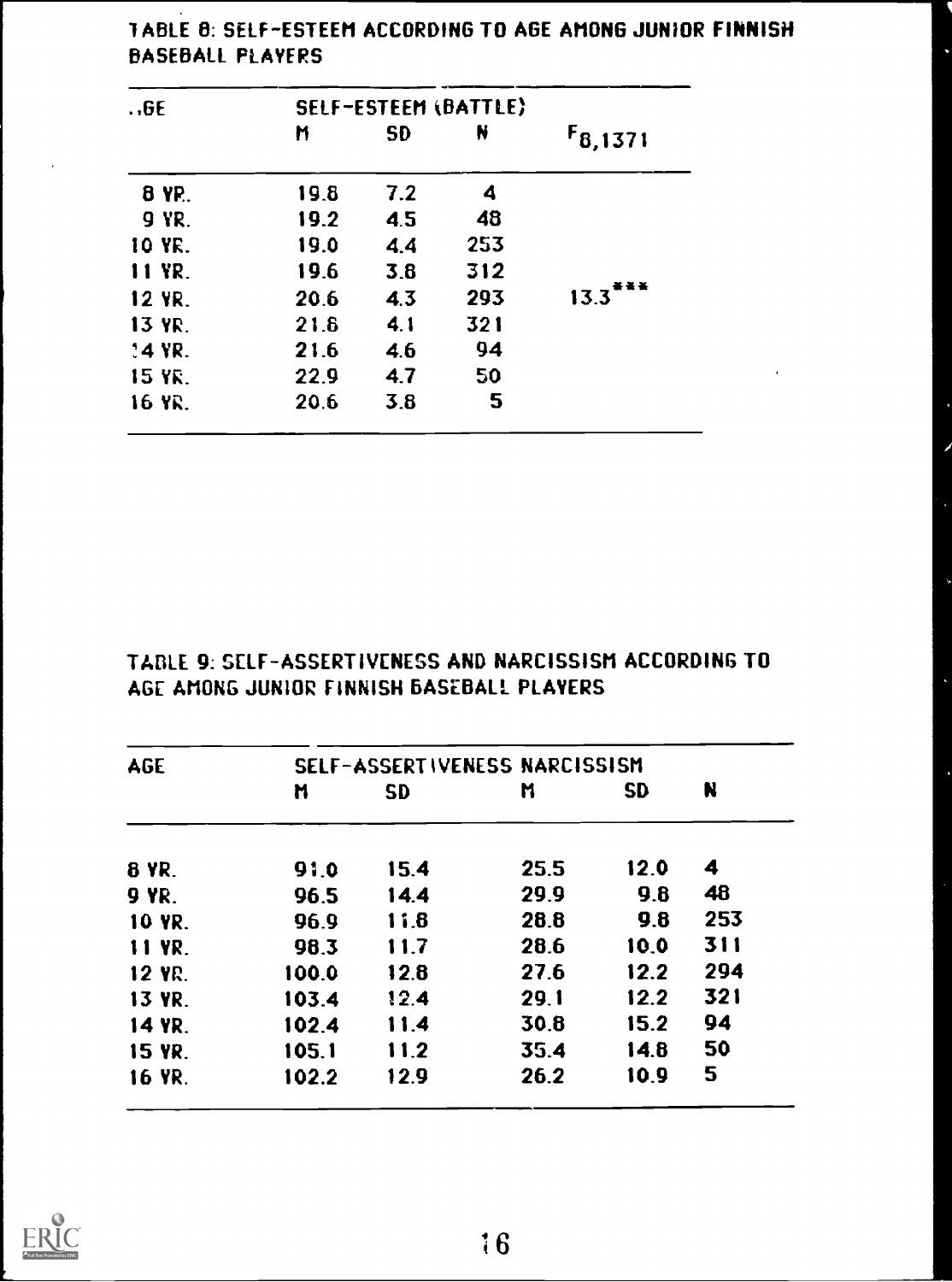TABLE 8: SELF-ESTEEM ACCORDING TO AGE AMONG JUNIOR FINNISH BASEBALL PLAYERS

| AGE | SELF-ESTEEM (BATTLE) | | | |
|---|---|---|---|---|
| | M | SD | N | $F_{8,1371}$ |
| 8 YR. | 19.8 | 7.2 | 4 | |
| 9 YR. | 19.2 | 4.5 | 48 | |
| 10 YR. | 19.0 | 4.4 | 253 | |
| 11 YR. | 19.6 | 3.8 | 312 | |
| 12 YR. | 20.6 | 4.3 | 293 | 13.3*** |
| 13 YR. | 21.6 | 4.1 | 321 | |
| 14 YR. | 21.6 | 4.6 | 94 | |
| 15 YR. | 22.9 | 4.7 | 50 | |
| 16 YR. | 20.6 | 3.8 | 5 | |

TABLE 9: SELF-ASSERTIVENESS AND NARCISSISM ACCORDING TO AGE AMONG JUNIOR FINNISH BASEBALL PLAYERS

| AGE | SELF-ASSERTIVENESS | | NARCISSISM | | |
|---|---|---|---|---|---|
| | M | SD | M | SD | N |
| 8 YR. | 91.0 | 15.4 | 25.5 | 12.0 | 4 |
| 9 YR. | 96.5 | 14.4 | 29.9 | 9.8 | 48 |
| 10 YR. | 96.9 | 11.8 | 28.8 | 9.8 | 253 |
| 11 YR. | 98.3 | 11.7 | 28.6 | 10.0 | 311 |
| 12 YR. | 100.0 | 12.8 | 27.6 | 12.2 | 294 |
| 13 YR. | 103.4 | 12.4 | 29.1 | 12.2 | 321 |
| 14 YR. | 102.4 | 11.4 | 30.8 | 15.2 | 94 |
| 15 YR. | 105.1 | 11.2 | 35.4 | 14.8 | 50 |
| 16 YR. | 102.2 | 12.9 | 26.2 | 10.9 | 5 |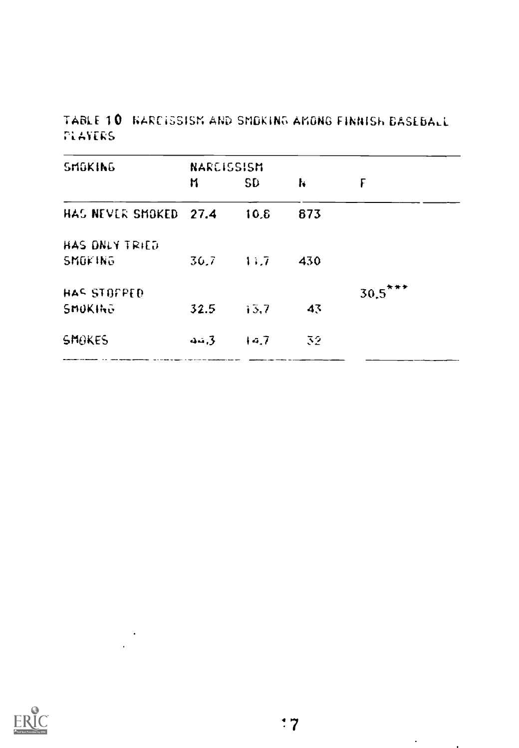TABLE 10 NARCISSISM AND SMOKING AMONG FINNISH BASEBALL PLAYERS

| SMOKING | NARCISSISM | | | |
|---|---|---|---|---|
| | M | SD | N | F |
| HAS NEVER SMOKED | 27.4 | 10.6 | 873 | |
| HAS ONLY TRIED SMOKING | 30.7 | 11.7 | 430 | |
| HAS STOPPED SMOKING | 32.5 | 13.7 | 43 | 30.5*** |
| SMOKES | 44.3 | 14.7 | 32 | |